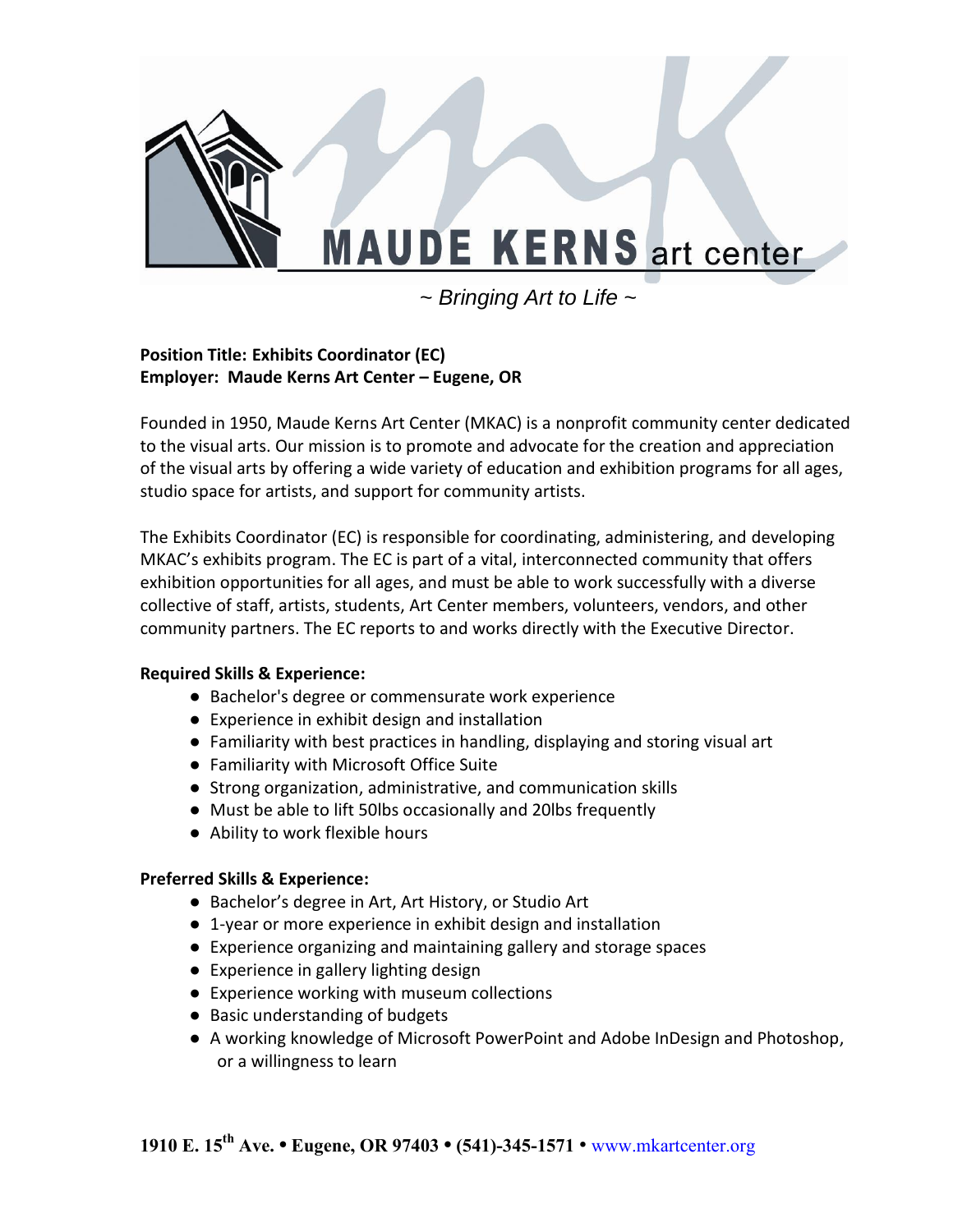# MAUDE KERNS art center

*~ Bringing Art to Life ~*

**Position Title: Exhibits Coordinator (EC)**
**Employer: Maude Kerns Art Center – Eugene, OR**

Founded in 1950, Maude Kerns Art Center (MKAC) is a nonprofit community center dedicated to the visual arts. Our mission is to promote and advocate for the creation and appreciation of the visual arts by offering a wide variety of education and exhibition programs for all ages, studio space for artists, and support for community artists.

The Exhibits Coordinator (EC) is responsible for coordinating, administering, and developing MKAC's exhibits program. The EC is part of a vital, interconnected community that offers exhibition opportunities for all ages, and must be able to work successfully with a diverse collective of staff, artists, students, Art Center members, volunteers, vendors, and other community partners. The EC reports to and works directly with the Executive Director.

**Required Skills & Experience:**

- Bachelor's degree or commensurate work experience
- Experience in exhibit design and installation
- Familiarity with best practices in handling, displaying and storing visual art
- Familiarity with Microsoft Office Suite
- Strong organization, administrative, and communication skills
- Must be able to lift 50lbs occasionally and 20lbs frequently
- Ability to work flexible hours

**Preferred Skills & Experience:**

- Bachelor's degree in Art, Art History, or Studio Art
- 1-year or more experience in exhibit design and installation
- Experience organizing and maintaining gallery and storage spaces
- Experience in gallery lighting design
- Experience working with museum collections
- Basic understanding of budgets
- A working knowledge of Microsoft PowerPoint and Adobe InDesign and Photoshop, or a willingness to learn

**1910 E. 15th Ave. • Eugene, OR 97403 • (541)-345-1571 •** www.mkartcenter.org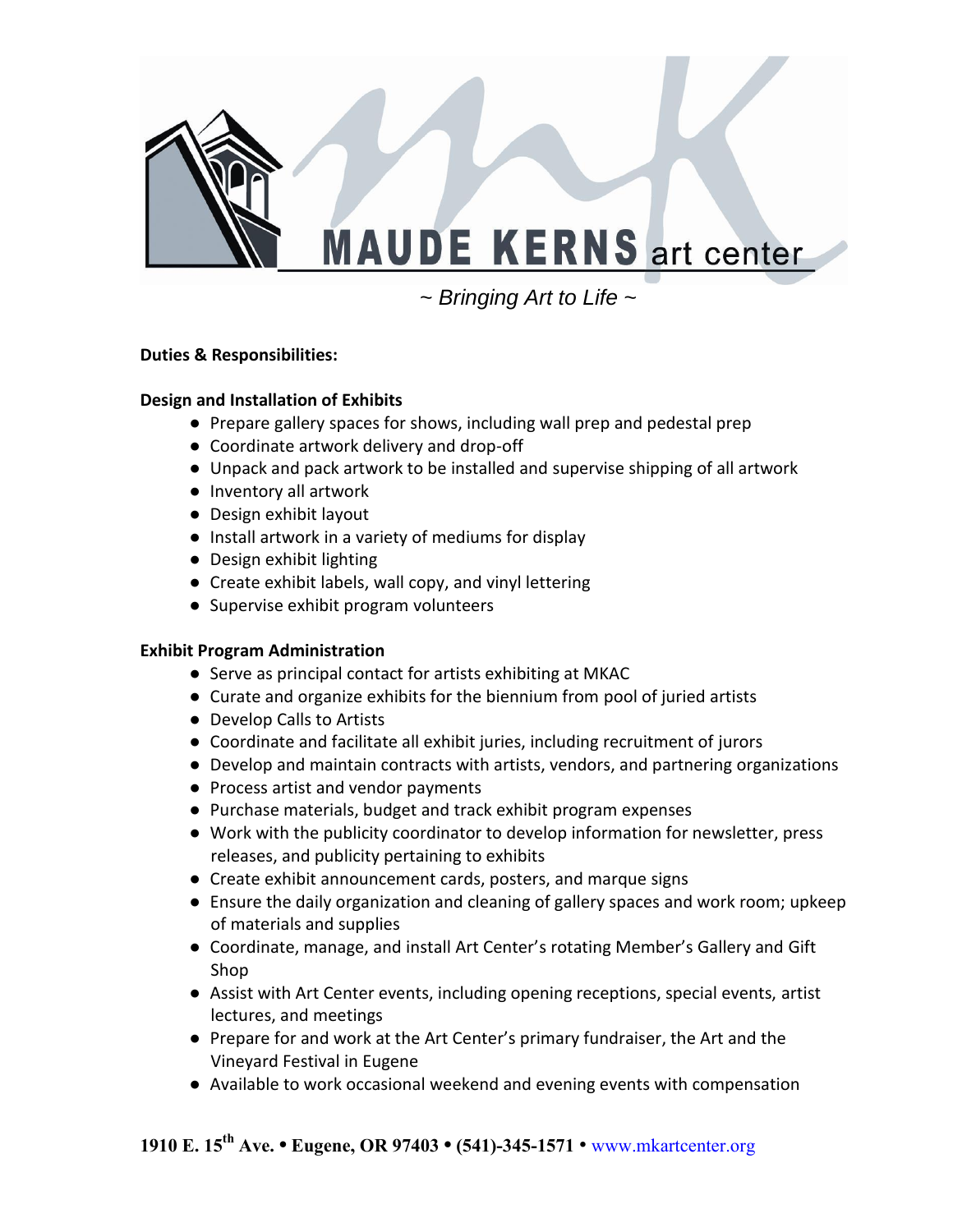MAUDE KERNS art center

*~ Bringing Art to Life ~*

**Duties & Responsibilities:**

**Design and Installation of Exhibits**

- Prepare gallery spaces for shows, including wall prep and pedestal prep
- Coordinate artwork delivery and drop-off
- Unpack and pack artwork to be installed and supervise shipping of all artwork
- Inventory all artwork
- Design exhibit layout
- Install artwork in a variety of mediums for display
- Design exhibit lighting
- Create exhibit labels, wall copy, and vinyl lettering
- Supervise exhibit program volunteers

**Exhibit Program Administration**

- Serve as principal contact for artists exhibiting at MKAC
- Curate and organize exhibits for the biennium from pool of juried artists
- Develop Calls to Artists
- Coordinate and facilitate all exhibit juries, including recruitment of jurors
- Develop and maintain contracts with artists, vendors, and partnering organizations
- Process artist and vendor payments
- Purchase materials, budget and track exhibit program expenses
- Work with the publicity coordinator to develop information for newsletter, press releases, and publicity pertaining to exhibits
- Create exhibit announcement cards, posters, and marque signs
- Ensure the daily organization and cleaning of gallery spaces and work room; upkeep of materials and supplies
- Coordinate, manage, and install Art Center's rotating Member's Gallery and Gift Shop
- Assist with Art Center events, including opening receptions, special events, artist lectures, and meetings
- Prepare for and work at the Art Center's primary fundraiser, the Art and the Vineyard Festival in Eugene
- Available to work occasional weekend and evening events with compensation

**1910 E. 15th Ave. • Eugene, OR 97403 • (541)-345-1571 •** www.mkartcenter.org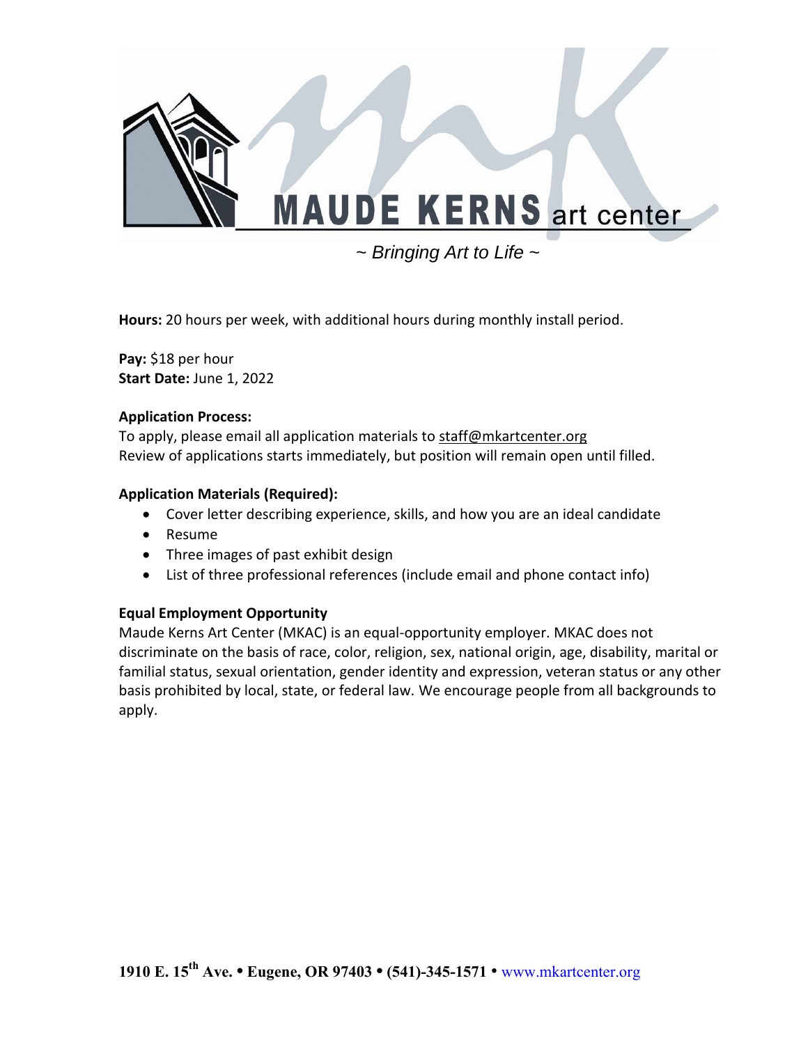MAUDE KERNS art center

*~ Bringing Art to Life ~*

**Hours:** 20 hours per week, with additional hours during monthly install period.

**Pay:** $18 per hour
**Start Date:** June 1, 2022

**Application Process:**
To apply, please email all application materials to staff@mkartcenter.org
Review of applications starts immediately, but position will remain open until filled.

**Application Materials (Required):**

- Cover letter describing experience, skills, and how you are an ideal candidate
- Resume
- Three images of past exhibit design
- List of three professional references (include email and phone contact info)

**Equal Employment Opportunity**
Maude Kerns Art Center (MKAC) is an equal-opportunity employer. MKAC does not discriminate on the basis of race, color, religion, sex, national origin, age, disability, marital or familial status, sexual orientation, gender identity and expression, veteran status or any other basis prohibited by local, state, or federal law. We encourage people from all backgrounds to apply.

**1910 E. 15th Ave. • Eugene, OR 97403 • (541)-345-1571 •** www.mkartcenter.org